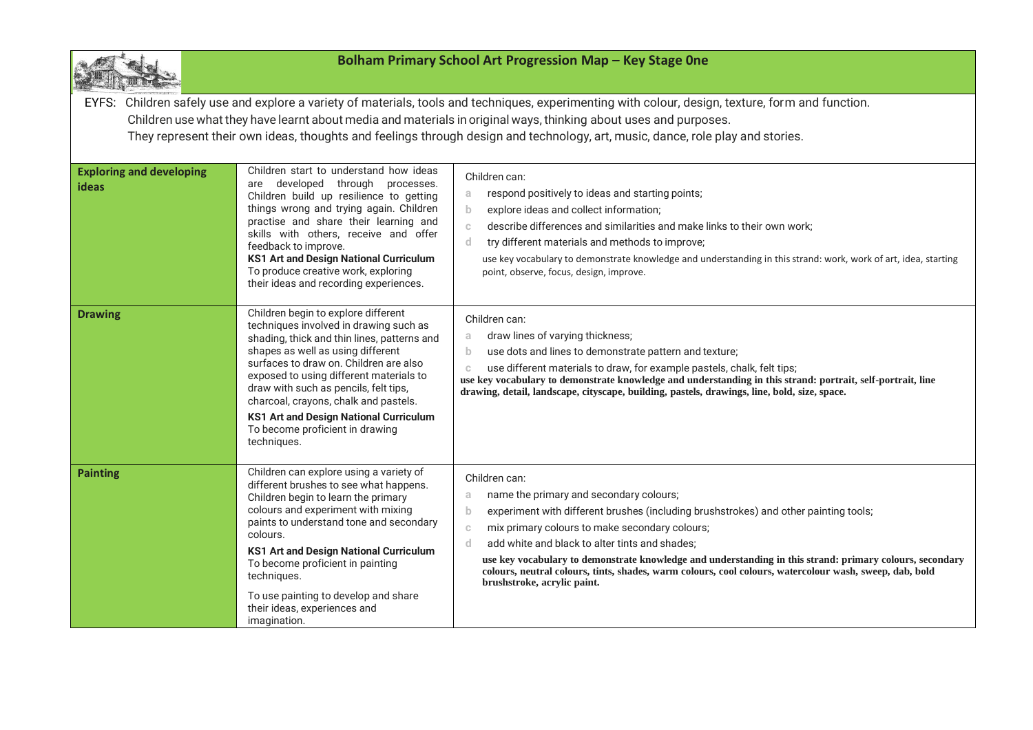# Bolham Primary School Art Progression Map – Key Stage One

EYFS: Children safely use and explore a variety of materials, tools and techniques, experimenting with colour, design, texture, form and function.
Children use what they have learnt about media and materials in original ways, thinking about uses and purposes.
They represent their own ideas, thoughts and feelings through design and technology, art, music, dance, role play and stories.

| | | |
|---|---|---|
| **Exploring and developing ideas** | Children start to understand how ideas are developed through processes. Children build up resilience to getting things wrong and trying again. Children practise and share their learning and skills with others, receive and offer feedback to improve.<br>**KS1 Art and Design National Curriculum**<br>To produce creative work, exploring their ideas and recording experiences. | Children can:<br>a respond positively to ideas and starting points;<br>b explore ideas and collect information;<br>c describe differences and similarities and make links to their own work;<br>d try different materials and methods to improve;<br>use key vocabulary to demonstrate knowledge and understanding in this strand: work, work of art, idea, starting point, observe, focus, design, improve. |
| **Drawing** | Children begin to explore different techniques involved in drawing such as shading, thick and thin lines, patterns and shapes as well as using different surfaces to draw on. Children are also exposed to using different materials to draw with such as pencils, felt tips, charcoal, crayons, chalk and pastels.<br>**KS1 Art and Design National Curriculum**<br>To become proficient in drawing techniques. | Children can:<br>a draw lines of varying thickness;<br>b use dots and lines to demonstrate pattern and texture;<br>c use different materials to draw, for example pastels, chalk, felt tips;<br>**use key vocabulary to demonstrate knowledge and understanding in this strand: portrait, self-portrait, line drawing, detail, landscape, cityscape, building, pastels, drawings, line, bold, size, space.** |
| **Painting** | Children can explore using a variety of different brushes to see what happens. Children begin to learn the primary colours and experiment with mixing paints to understand tone and secondary colours.<br>**KS1 Art and Design National Curriculum**<br>To become proficient in painting techniques.<br>To use painting to develop and share their ideas, experiences and imagination. | Children can:<br>a name the primary and secondary colours;<br>b experiment with different brushes (including brushstrokes) and other painting tools;<br>c mix primary colours to make secondary colours;<br>d add white and black to alter tints and shades;<br>**use key vocabulary to demonstrate knowledge and understanding in this strand: primary colours, secondary colours, neutral colours, tints, shades, warm colours, cool colours, watercolour wash, sweep, dab, bold brushstroke, acrylic paint.** |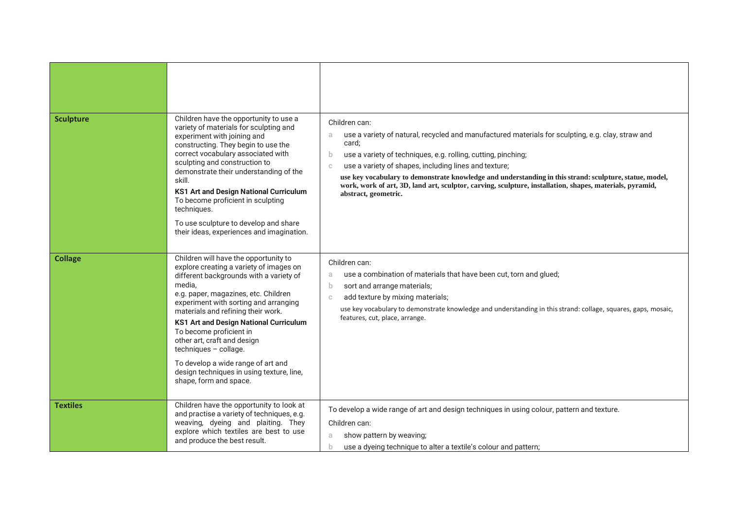| | | |
|---|---|---|
| | | |
| **Sculpture** | Children have the opportunity to use a variety of materials for sculpting and experiment with joining and constructing. They begin to use the correct vocabulary associated with sculpting and construction to demonstrate their understanding of the skill.<br>**KS1 Art and Design National Curriculum**<br>To become proficient in sculpting techniques.<br>To use sculpture to develop and share their ideas, experiences and imagination. | Children can:<br>a use a variety of natural, recycled and manufactured materials for sculpting, e.g. clay, straw and card;<br>b use a variety of techniques, e.g. rolling, cutting, pinching;<br>c use a variety of shapes, including lines and texture;<br>**use key vocabulary to demonstrate knowledge and understanding in this strand: sculpture, statue, model, work, work of art, 3D, land art, sculptor, carving, sculpture, installation, shapes, materials, pyramid, abstract, geometric.** |
| **Collage** | Children will have the opportunity to explore creating a variety of images on different backgrounds with a variety of media,<br>e.g. paper, magazines, etc. Children experiment with sorting and arranging materials and refining their work.<br>**KS1 Art and Design National Curriculum**<br>To become proficient in other art, craft and design techniques – collage.<br>To develop a wide range of art and design techniques in using texture, line, shape, form and space. | Children can:<br>a use a combination of materials that have been cut, torn and glued;<br>b sort and arrange materials;<br>c add texture by mixing materials;<br>use key vocabulary to demonstrate knowledge and understanding in this strand: collage, squares, gaps, mosaic, features, cut, place, arrange. |
| **Textiles** | Children have the opportunity to look at and practise a variety of techniques, e.g. weaving, dyeing and plaiting. They explore which textiles are best to use and produce the best result. | To develop a wide range of art and design techniques in using colour, pattern and texture.<br>Children can:<br>a show pattern by weaving;<br>b use a dyeing technique to alter a textile's colour and pattern; |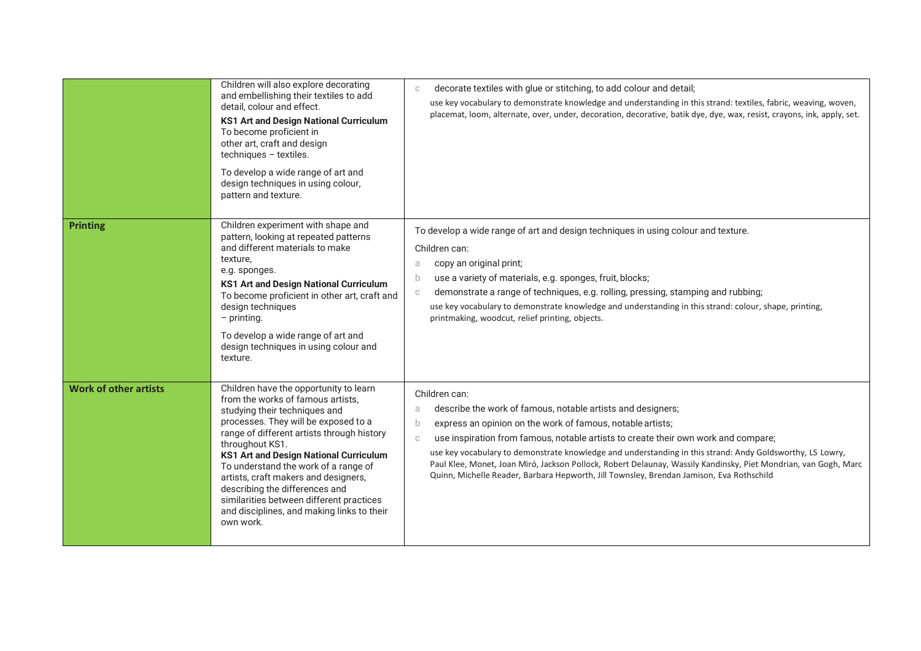| | | |
|---|---|---|
| | Children will also explore decorating and embellishing their textiles to add detail, colour and effect.<br>**KS1 Art and Design National Curriculum**<br>To become proficient in other art, craft and design techniques – textiles.<br>To develop a wide range of art and design techniques in using colour, pattern and texture. | c decorate textiles with glue or stitching, to add colour and detail;<br>use key vocabulary to demonstrate knowledge and understanding in this strand: textiles, fabric, weaving, woven, placemat, loom, alternate, over, under, decoration, decorative, batik dye, dye, wax, resist, crayons, ink, apply, set. |
| **Printing** | Children experiment with shape and pattern, looking at repeated patterns and different materials to make texture, e.g. sponges.<br>**KS1 Art and Design National Curriculum**<br>To become proficient in other art, craft and design techniques – printing.<br>To develop a wide range of art and design techniques in using colour and texture. | To develop a wide range of art and design techniques in using colour and texture.<br>Children can:<br>a copy an original print;<br>b use a variety of materials, e.g. sponges, fruit, blocks;<br>c demonstrate a range of techniques, e.g. rolling, pressing, stamping and rubbing;<br>use key vocabulary to demonstrate knowledge and understanding in this strand: colour, shape, printing, printmaking, woodcut, relief printing, objects. |
| **Work of other artists** | Children have the opportunity to learn from the works of famous artists, studying their techniques and processes. They will be exposed to a range of different artists through history throughout KS1.<br>**KS1 Art and Design National Curriculum**<br>To understand the work of a range of artists, craft makers and designers, describing the differences and similarities between different practices and disciplines, and making links to their own work. | Children can:<br>a describe the work of famous, notable artists and designers;<br>b express an opinion on the work of famous, notable artists;<br>c use inspiration from famous, notable artists to create their own work and compare;<br>use key vocabulary to demonstrate knowledge and understanding in this strand: Andy Goldsworthy, LS Lowry, Paul Klee, Monet, Joan Miró, Jackson Pollock, Robert Delaunay, Wassily Kandinsky, Piet Mondrian, van Gogh, Marc Quinn, Michelle Reader, Barbara Hepworth, Jill Townsley, Brendan Jamison, Eva Rothschild |